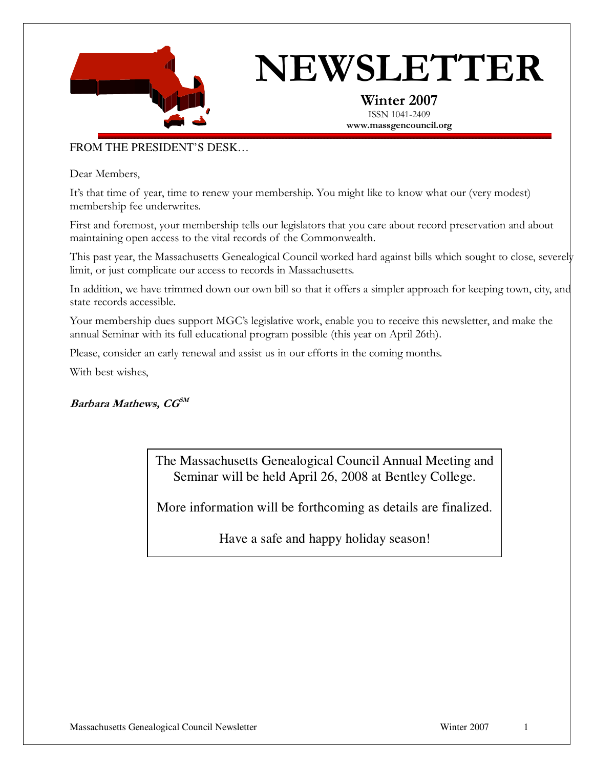# NEWSLETTER

**Winter 2007**

ISSN 1041-2409

**www.massgencouncil.org**

FROM THE PRESIDENT'S DESK…

Dear Members,

It's that time of year, time to renew your membership. You might like to know what our (very modest) membership fee underwrites.

First and foremost, your membership tells our legislators that you care about record preservation and about maintaining open access to the vital records of the Commonwealth.

This past year, the Massachusetts Genealogical Council worked hard against bills which sought to close, severely limit, or just complicate our access to records in Massachusetts.

In addition, we have trimmed down our own bill so that it offers a simpler approach for keeping town, city, and state records accessible.

Your membership dues support MGC's legislative work, enable you to receive this newsletter, and make the annual Seminar with its full educational program possible (this year on April 26th).

Please, consider an early renewal and assist us in our efforts in the coming months.

With best wishes,

***Barbara Mathews, CG*** [SM]

> The Massachusetts Genealogical Council Annual Meeting and Seminar will be held April 26, 2008 at Bentley College.
>
> More information will be forthcoming as details are finalized.
>
> Have a safe and happy holiday season!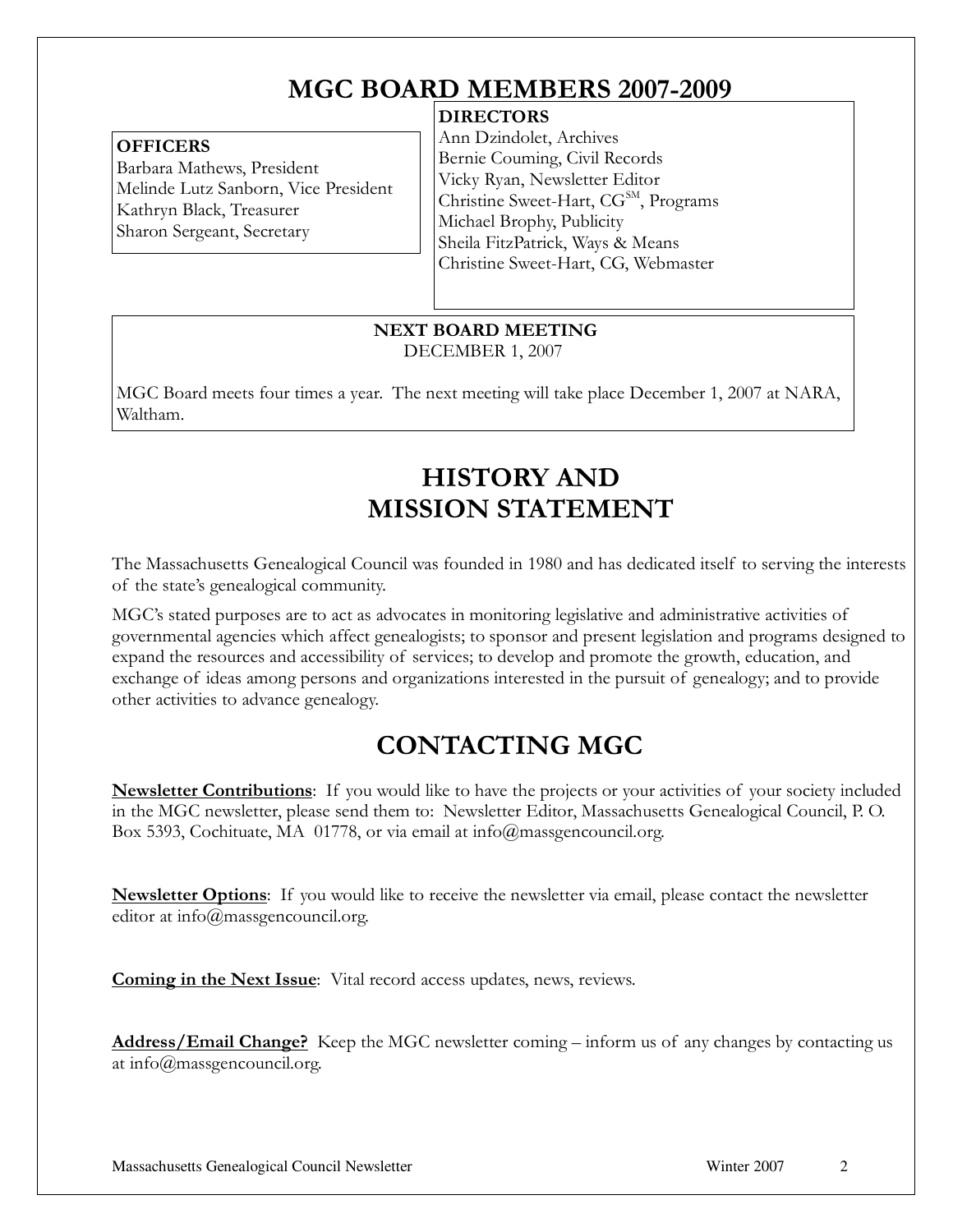# MGC BOARD MEMBERS 2007-2009

**OFFICERS**

Barbara Mathews, President
Melinde Lutz Sanborn, Vice President
Kathryn Black, Treasurer
Sharon Sergeant, Secretary

**DIRECTORS**

Ann Dzindolet, Archives
Bernie Couming, Civil Records
Vicky Ryan, Newsletter Editor
Christine Sweet-Hart, CG$^{SM}$, Programs
Michael Brophy, Publicity
Sheila FitzPatrick, Ways & Means
Christine Sweet-Hart, CG, Webmaster

**NEXT BOARD MEETING**
DECEMBER 1, 2007

MGC Board meets four times a year. The next meeting will take place December 1, 2007 at NARA, Waltham.

# HISTORY AND MISSION STATEMENT

The Massachusetts Genealogical Council was founded in 1980 and has dedicated itself to serving the interests of the state's genealogical community.

MGC's stated purposes are to act as advocates in monitoring legislative and administrative activities of governmental agencies which affect genealogists; to sponsor and present legislation and programs designed to expand the resources and accessibility of services; to develop and promote the growth, education, and exchange of ideas among persons and organizations interested in the pursuit of genealogy; and to provide other activities to advance genealogy.

# CONTACTING MGC

**Newsletter Contributions**: If you would like to have the projects or your activities of your society included in the MGC newsletter, please send them to: Newsletter Editor, Massachusetts Genealogical Council, P. O. Box 5393, Cochituate, MA 01778, or via email at info@massgencouncil.org.

**Newsletter Options**: If you would like to receive the newsletter via email, please contact the newsletter editor at info@massgencouncil.org.

**Coming in the Next Issue**: Vital record access updates, news, reviews.

**Address/Email Change?** Keep the MGC newsletter coming – inform us of any changes by contacting us at info@massgencouncil.org.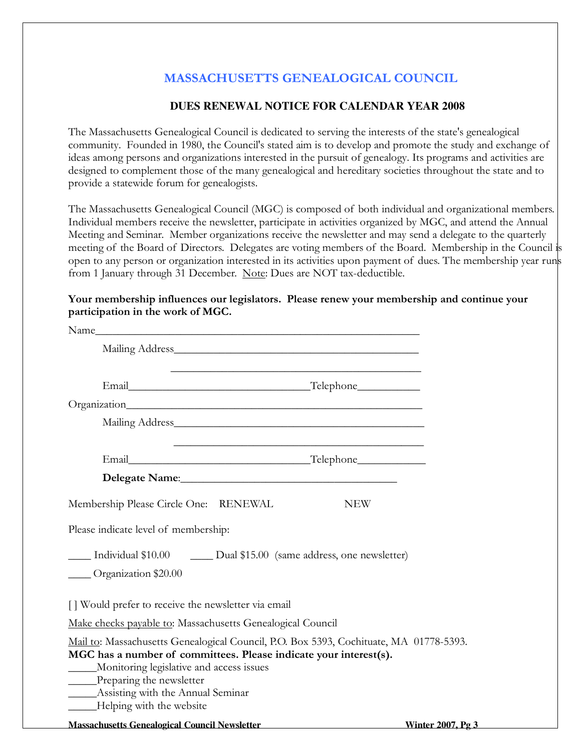# MASSACHUSETTS GENEALOGICAL COUNCIL

## DUES RENEWAL NOTICE FOR CALENDAR YEAR 2008

The Massachusetts Genealogical Council is dedicated to serving the interests of the state's genealogical community. Founded in 1980, the Council's stated aim is to develop and promote the study and exchange of ideas among persons and organizations interested in the pursuit of genealogy. Its programs and activities are designed to complement those of the many genealogical and hereditary societies throughout the state and to provide a statewide forum for genealogists.

The Massachusetts Genealogical Council (MGC) is composed of both individual and organizational members. Individual members receive the newsletter, participate in activities organized by MGC, and attend the Annual Meeting and Seminar. Member organizations receive the newsletter and may send a delegate to the quarterly meeting of the Board of Directors. Delegates are voting members of the Board. Membership in the Council is open to any person or organization interested in its activities upon payment of dues. The membership year runs from 1 January through 31 December. Note: Dues are NOT tax-deductible.

**Your membership influences our legislators. Please renew your membership and continue your participation in the work of MGC.**

Name___________________________________________________________

Mailing Address____________________________________________

_____________________________________________

Email________________________________Telephone___________

Organization_____________________________________________________

Mailing Address_____________________________________________

_____________________________________________

Email________________________________Telephone____________

**Delegate Name**:______________________________________

Membership Please Circle One: RENEWAL NEW

Please indicate level of membership:

____ Individual $10.00 ____ Dual $15.00 (same address, one newsletter)

____ Organization $20.00

[ ] Would prefer to receive the newsletter via email

Make checks payable to: Massachusetts Genealogical Council

Mail to: Massachusetts Genealogical Council, P.O. Box 5393, Cochituate, MA 01778-5393.

**MGC has a number of committees. Please indicate your interest(s).**

_____Monitoring legislative and access issues
_____Preparing the newsletter
_____Assisting with the Annual Seminar
_____Helping with the website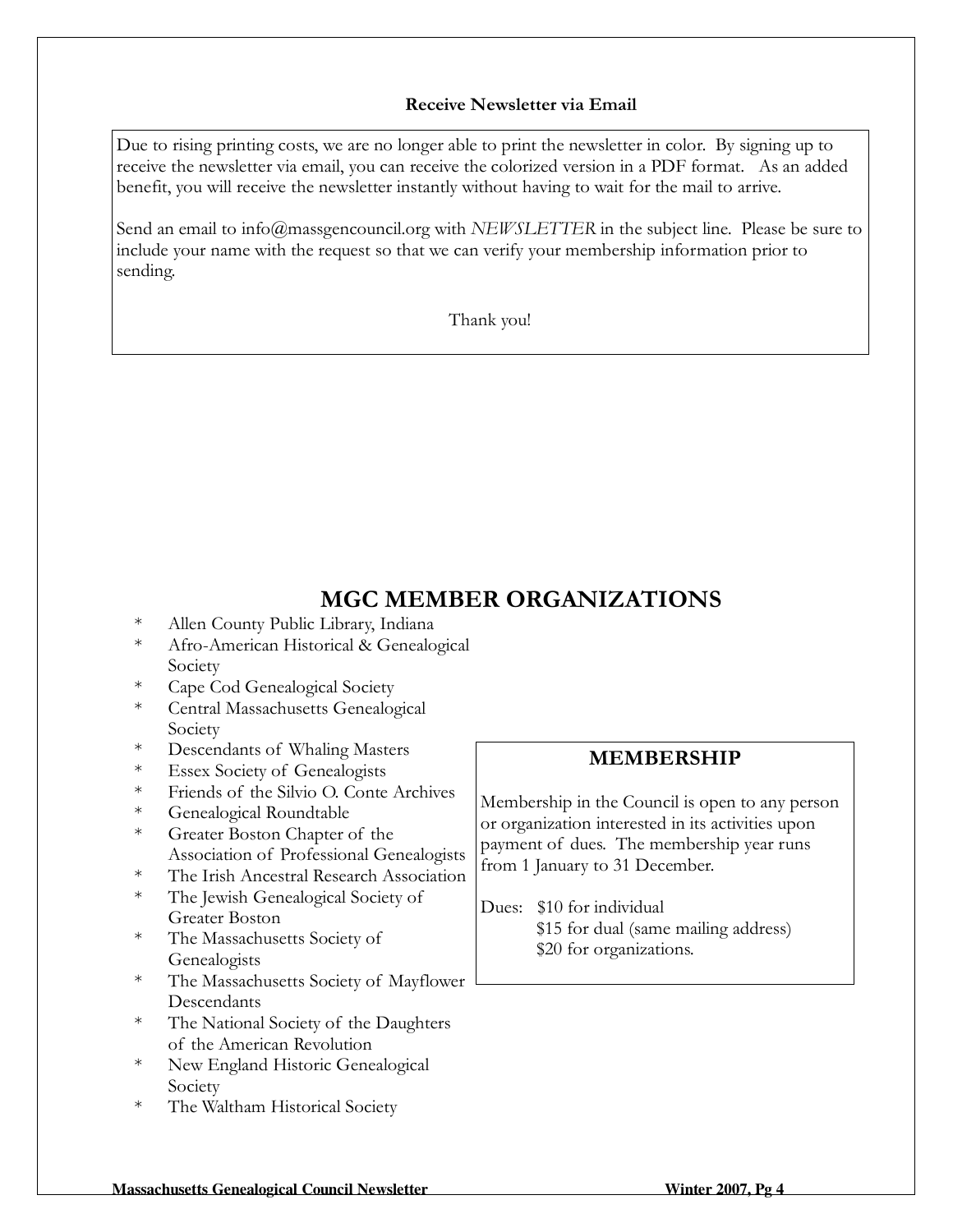### Receive Newsletter via Email

Due to rising printing costs, we are no longer able to print the newsletter in color. By signing up to receive the newsletter via email, you can receive the colorized version in a PDF format. As an added benefit, you will receive the newsletter instantly without having to wait for the mail to arrive.

Send an email to info@massgencouncil.org with *NEWSLETTER* in the subject line. Please be sure to include your name with the request so that we can verify your membership information prior to sending.

Thank you!

## MGC MEMBER ORGANIZATIONS

* Allen County Public Library, Indiana
* Afro-American Historical & Genealogical Society
* Cape Cod Genealogical Society
* Central Massachusetts Genealogical Society
* Descendants of Whaling Masters
* Essex Society of Genealogists
* Friends of the Silvio O. Conte Archives
* Genealogical Roundtable
* Greater Boston Chapter of the Association of Professional Genealogists
* The Irish Ancestral Research Association
* The Jewish Genealogical Society of Greater Boston
* The Massachusetts Society of Genealogists
* The Massachusetts Society of Mayflower Descendants
* The National Society of the Daughters of the American Revolution
* New England Historic Genealogical Society
* The Waltham Historical Society

### MEMBERSHIP

Membership in the Council is open to any person or organization interested in its activities upon payment of dues. The membership year runs from 1 January to 31 December.

Dues: $10 for individual
$15 for dual (same mailing address)
$20 for organizations.